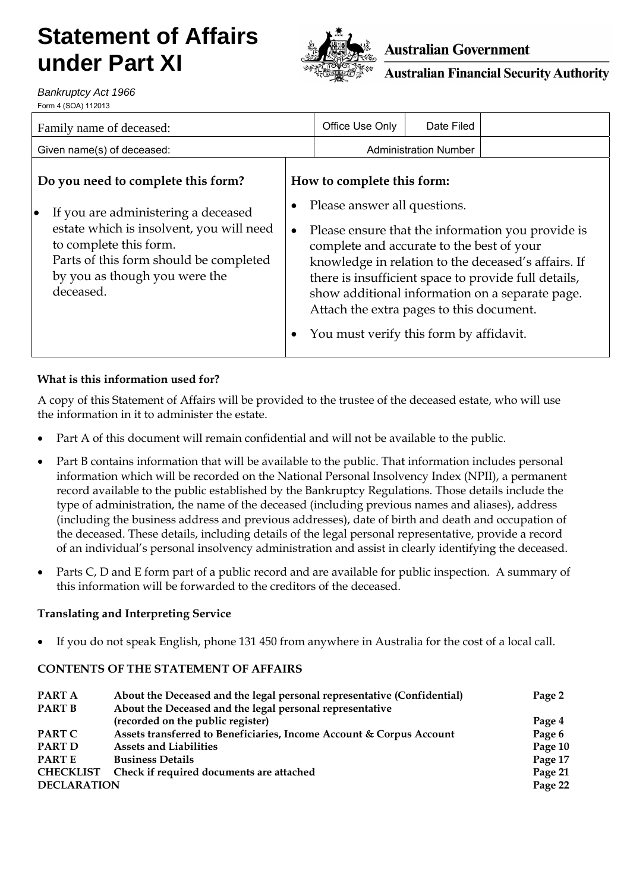# Statement of Affairs under Part XI

Australian Government
Australian Financial Security Authority

*Bankruptcy Act 1966*
Form 4 (SOA) 112013

| Family name of deceased: | Office Use Only | Date Filed | |
|---|---|---|---|
| Given name(s) of deceased: | Administration Number | | |

**Do you need to complete this form?**

- If you are administering a deceased estate which is insolvent, you will need to complete this form.
  Parts of this form should be completed by you as though you were the deceased.

**How to complete this form:**

- Please answer all questions.
- Please ensure that the information you provide is complete and accurate to the best of your knowledge in relation to the deceased's affairs. If there is insufficient space to provide full details, show additional information on a separate page. Attach the extra pages to this document.
- You must verify this form by affidavit.

**What is this information used for?**

A copy of this Statement of Affairs will be provided to the trustee of the deceased estate, who will use the information in it to administer the estate.

- Part A of this document will remain confidential and will not be available to the public.
- Part B contains information that will be available to the public. That information includes personal information which will be recorded on the National Personal Insolvency Index (NPII), a permanent record available to the public established by the Bankruptcy Regulations. Those details include the type of administration, the name of the deceased (including previous names and aliases), address (including the business address and previous addresses), date of birth and death and occupation of the deceased. These details, including details of the legal personal representative, provide a record of an individual's personal insolvency administration and assist in clearly identifying the deceased.
- Parts C, D and E form part of a public record and are available for public inspection. A summary of this information will be forwarded to the creditors of the deceased.

**Translating and Interpreting Service**

- If you do not speak English, phone 131 450 from anywhere in Australia for the cost of a local call.

**CONTENTS OF THE STATEMENT OF AFFAIRS**

| | | |
|---|---|---|
| **PART A** | **About the Deceased and the legal personal representative (Confidential)** | **Page 2** |
| **PART B** | **About the Deceased and the legal personal representative (recorded on the public register)** | **Page 4** |
| **PART C** | **Assets transferred to Beneficiaries, Income Account & Corpus Account** | **Page 6** |
| **PART D** | **Assets and Liabilities** | **Page 10** |
| **PART E** | **Business Details** | **Page 17** |
| **CHECKLIST** | **Check if required documents are attached** | **Page 21** |
| **DECLARATION** | | **Page 22** |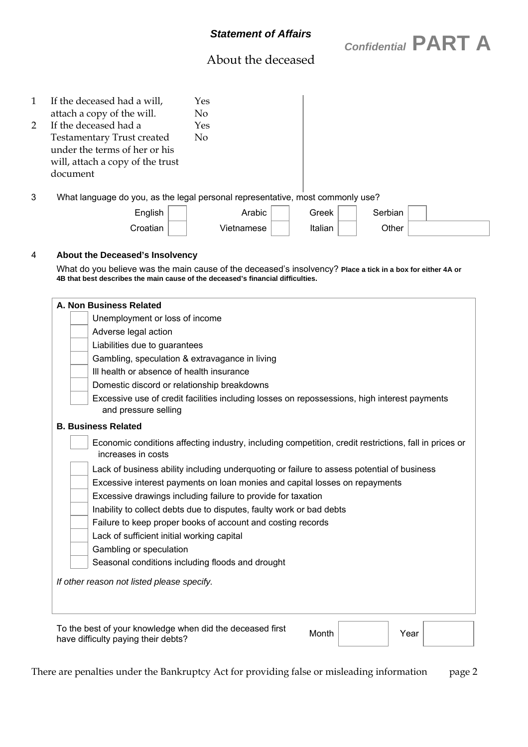***Statement of Affairs***

*Confidential* **PART A**

## About the deceased

1. If the deceased had a will, attach a copy of the will. Yes / No
2. If the deceased had a Testamentary Trust created under the terms of her or his will, attach a copy of the trust document. Yes / No

3. What language do you, as the legal personal representative, most commonly use?

| | | | | | | | |
|---|---|---|---|---|---|---|---|
| English | ☐ | Arabic | ☐ | Greek | ☐ | Serbian | ☐ |
| Croatian | ☐ | Vietnamese | ☐ | Italian | ☐ | Other | |

4. **About the Deceased's Insolvency**

What do you believe was the main cause of the deceased's insolvency? **Place a tick in a box for either 4A or 4B that best describes the main cause of the deceased's financial difficulties.**

**A. Non Business Related**

- ☐ Unemployment or loss of income
- ☐ Adverse legal action
- ☐ Liabilities due to guarantees
- ☐ Gambling, speculation & extravagance in living
- ☐ Ill health or absence of health insurance
- ☐ Domestic discord or relationship breakdowns
- ☐ Excessive use of credit facilities including losses on repossessions, high interest payments and pressure selling

**B. Business Related**

- ☐ Economic conditions affecting industry, including competition, credit restrictions, fall in prices or increases in costs
- ☐ Lack of business ability including underquoting or failure to assess potential of business
- ☐ Excessive interest payments on loan monies and capital losses on repayments
- ☐ Excessive drawings including failure to provide for taxation
- ☐ Inability to collect debts due to disputes, faulty work or bad debts
- ☐ Failure to keep proper books of account and costing records
- ☐ Lack of sufficient initial working capital
- ☐ Gambling or speculation
- ☐ Seasonal conditions including floods and drought

*If other reason not listed please specify.*

To the best of your knowledge when did the deceased first have difficulty paying their debts? Month ______ Year ______

There are penalties under the Bankruptcy Act for providing false or misleading information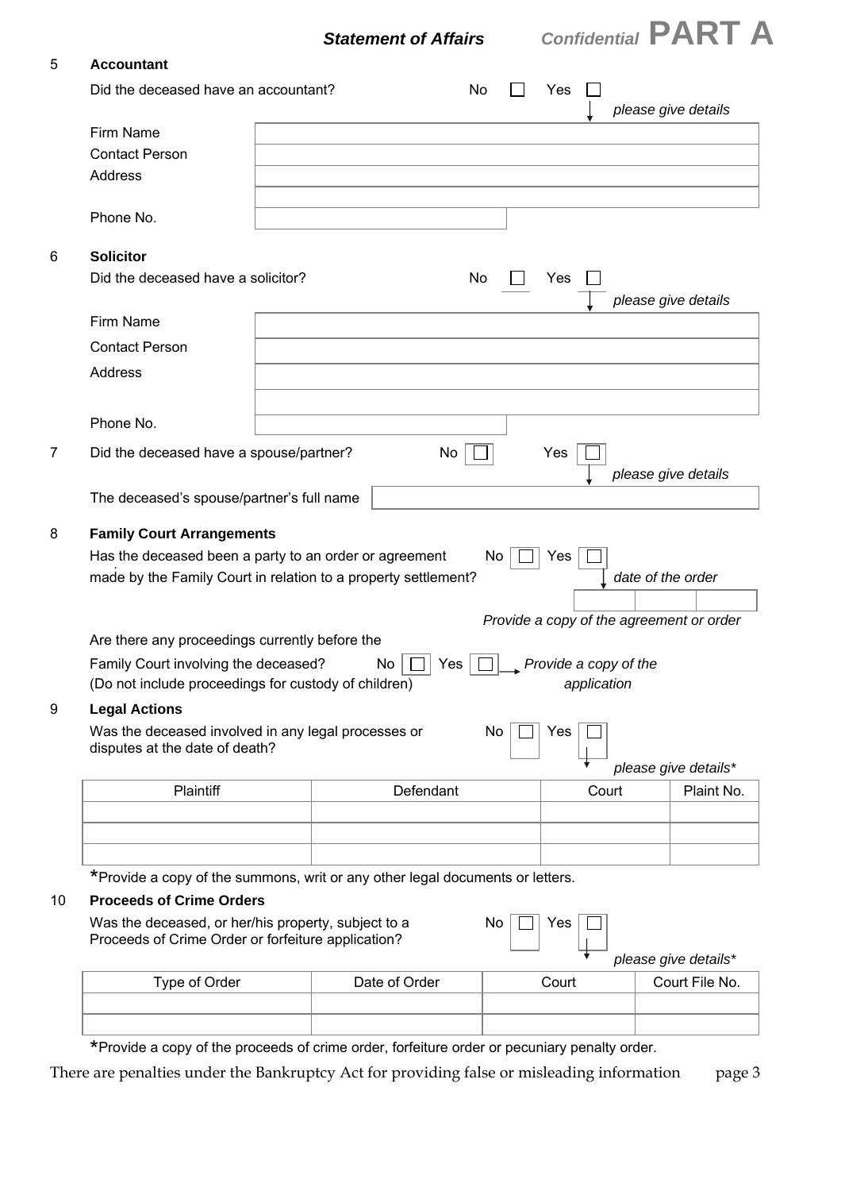*Statement of Affairs* *Confidential* **PART A**

## 5 Accountant

Did the deceased have an accountant? No ☐ Yes ☐ *please give details*

| | |
|---|---|
| Firm Name | |
| Contact Person | |
| Address | |
| | |
| Phone No. | |

## 6 Solicitor

Did the deceased have a solicitor? No ☐ Yes ☐ *please give details*

| | |
|---|---|
| Firm Name | |
| Contact Person | |
| Address | |
| | |
| Phone No. | |

## 7

Did the deceased have a spouse/partner? No ☐ Yes ☐ *please give details*

The deceased's spouse/partner's full name

## 8 Family Court Arrangements

Has the deceased been a party to an order or agreement made by the Family Court in relation to a property settlement? No ☐ Yes ☐ *date of the order*

*Provide a copy of the agreement or order*

Are there any proceedings currently before the Family Court involving the deceased? No ☐ Yes ☐ → *Provide a copy of the application*
(Do not include proceedings for custody of children)

## 9 Legal Actions

Was the deceased involved in any legal processes or disputes at the date of death? No ☐ Yes ☐ *please give details**

| Plaintiff | Defendant | Court | Plaint No. |
|---|---|---|---|
| | | | |
| | | | |
| | | | |

*Provide a copy of the summons, writ or any other legal documents or letters.

## 10 Proceeds of Crime Orders

Was the deceased, or her/his property, subject to a Proceeds of Crime Order or forfeiture application? No ☐ Yes ☐ *please give details**

| Type of Order | Date of Order | Court | Court File No. |
|---|---|---|---|
| | | | |
| | | | |

*Provide a copy of the proceeds of crime order, forfeiture order or pecuniary penalty order.

There are penalties under the Bankruptcy Act for providing false or misleading information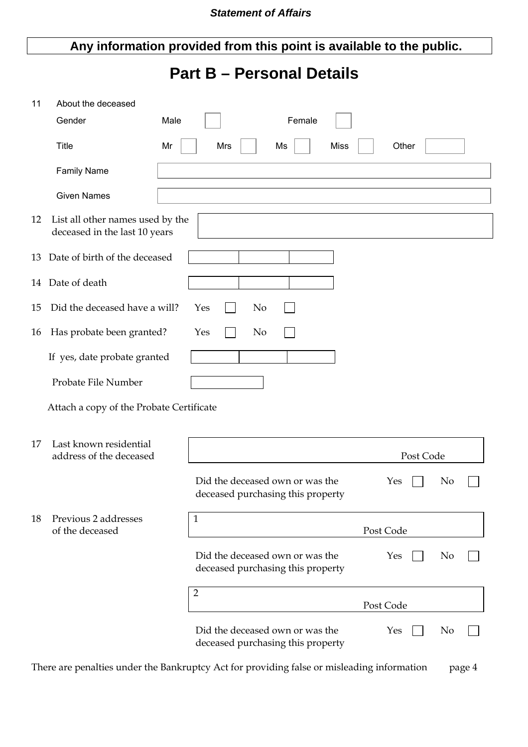*Statement of Affairs*

**Any information provided from this point is available to the public.**

# Part B – Personal Details

**11** About the deceased

Gender: Male ☐ Female ☐

Title: Mr ☐ Mrs ☐ Ms ☐ Miss ☐ Other ☐

Family Name: 

Given Names: 

**12** List all other names used by the deceased in the last 10 years: 

**13** Date of birth of the deceased: 

**14** Date of death: 

**15** Did the deceased have a will? Yes ☐ No ☐

**16** Has probate been granted? Yes ☐ No ☐

If yes, date probate granted: 

Probate File Number: 

Attach a copy of the Probate Certificate

**17** Last known residential address of the deceased: 

Post Code: 

Did the deceased own or was the deceased purchasing this property: Yes ☐ No ☐

**18** Previous 2 addresses of the deceased

1: 

Post Code: 

Did the deceased own or was the deceased purchasing this property: Yes ☐ No ☐

2: 

Post Code: 

Did the deceased own or was the deceased purchasing this property: Yes ☐ No ☐

There are penalties under the Bankruptcy Act for providing false or misleading information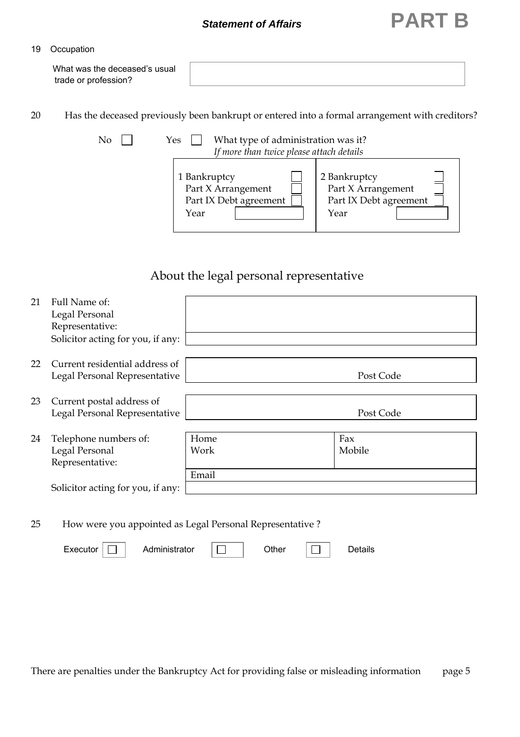**Statement of Affairs** **PART B**

19 Occupation

What was the deceased's usual trade or profession?

| |
|---|
| |

20 Has the deceased previously been bankrupt or entered into a formal arrangement with creditors?

No ☐ Yes ☐ What type of administration was it?
*If more than twice please attach details*

| 1 | 2 |
|---|---|
| Bankruptcy ☐ | Bankruptcy ☐ |
| Part X Arrangement ☐ | Part X Arrangement ☐ |
| Part IX Debt agreement ☐ | Part IX Debt agreement ☐ |
| Year | Year |

## About the legal personal representative

| | | |
|---|---|---|
| 21 | Full Name of: Legal Personal Representative: | |
| | Solicitor acting for you, if any: | |
| 22 | Current residential address of Legal Personal Representative | Post Code |
| 23 | Current postal address of Legal Personal Representative | Post Code |

| | | | |
|---|---|---|---|
| 24 | Telephone numbers of: Legal Personal Representative: | Home<br>Work | Fax<br>Mobile |
| | | Email | |
| | Solicitor acting for you, if any: | | |

25 How were you appointed as Legal Personal Representative ?

Executor ☐ Administrator ☐ Other ☐ Details

There are penalties under the Bankruptcy Act for providing false or misleading information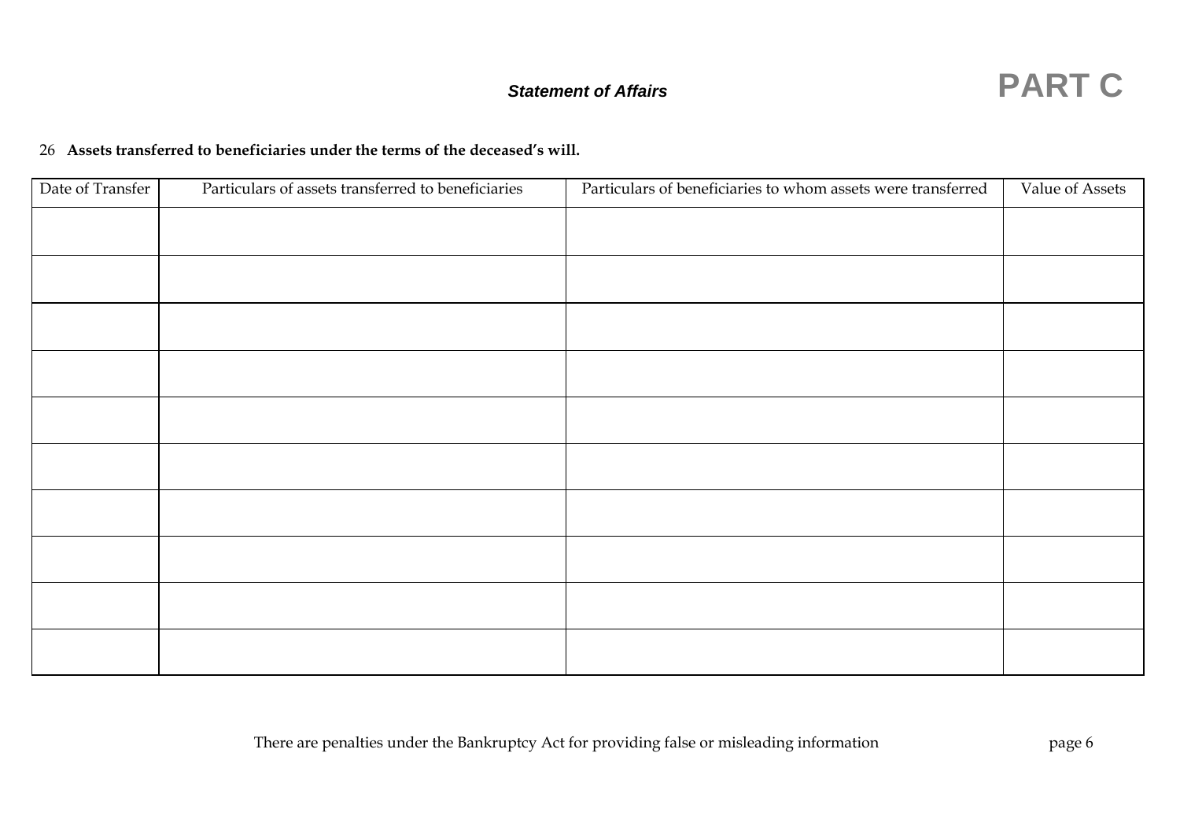*Statement of Affairs* **PART C**

26 **Assets transferred to beneficiaries under the terms of the deceased's will.**

| Date of Transfer | Particulars of assets transferred to beneficiaries | Particulars of beneficiaries to whom assets were transferred | Value of Assets |
| --- | --- | --- | --- |
| | | | |
| | | | |
| | | | |
| | | | |
| | | | |
| | | | |
| | | | |
| | | | |
| | | | |
| | | | |

There are penalties under the Bankruptcy Act for providing false or misleading information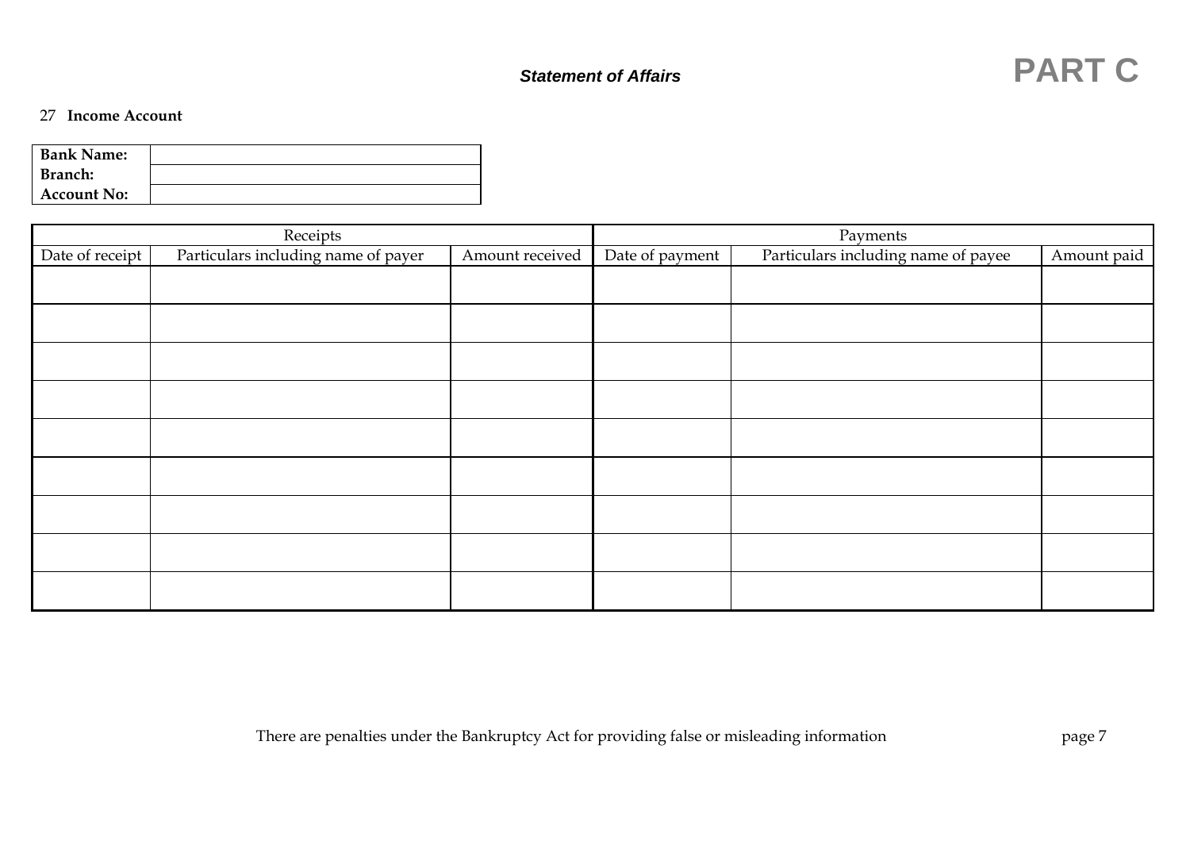*Statement of Affairs* **PART C**

27 **Income Account**

| **Bank Name:** | |
|---|---|
| **Branch:** | |
| **Account No:** | |

| Receipts | | | Payments | | |
|---|---|---|---|---|---|
| Date of receipt | Particulars including name of payer | Amount received | Date of payment | Particulars including name of payee | Amount paid |
| | | | | | |
| | | | | | |
| | | | | | |
| | | | | | |
| | | | | | |
| | | | | | |
| | | | | | |
| | | | | | |
| | | | | | |

There are penalties under the Bankruptcy Act for providing false or misleading information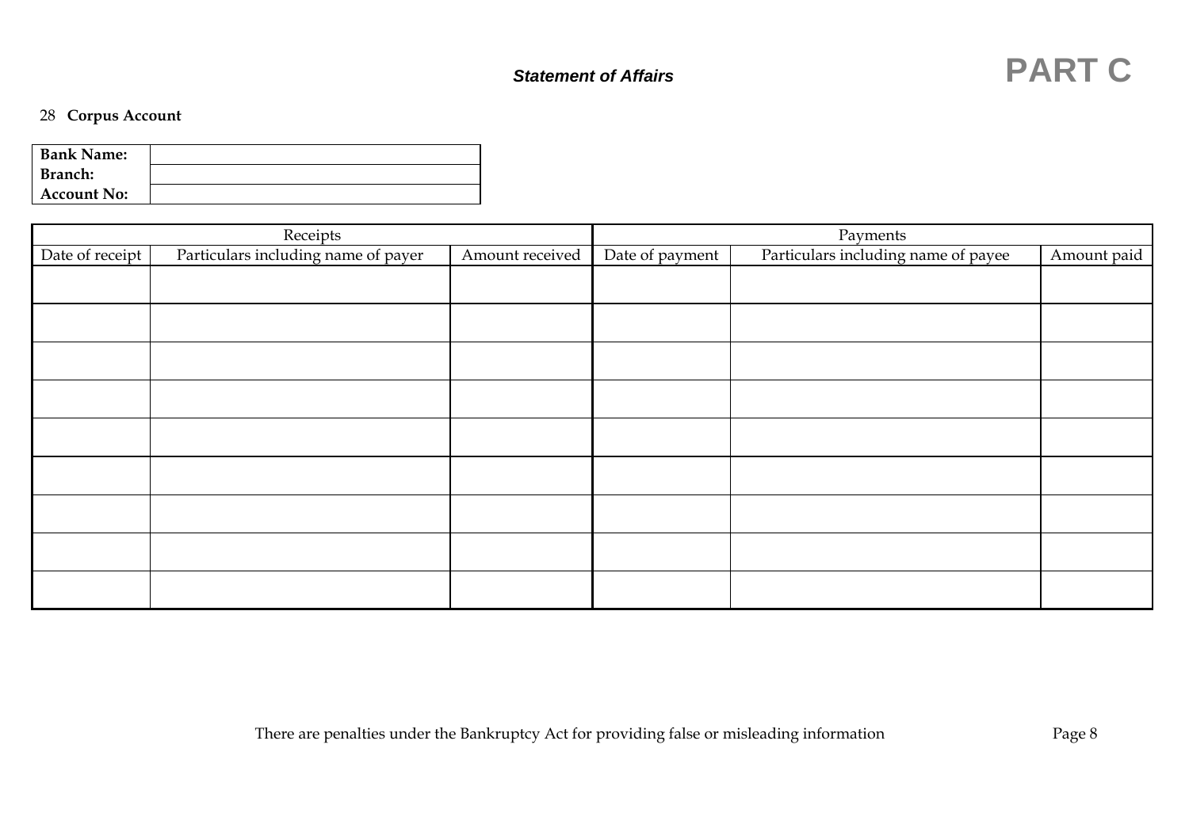**Statement of Affairs** **PART C**

28 **Corpus Account**

| **Bank Name:** | |
|---|---|
| **Branch:** | |
| **Account No:** | |

| Receipts | | | Payments | | |
|---|---|---|---|---|---|
| Date of receipt | Particulars including name of payer | Amount received | Date of payment | Particulars including name of payee | Amount paid |
| | | | | | |
| | | | | | |
| | | | | | |
| | | | | | |
| | | | | | |
| | | | | | |
| | | | | | |
| | | | | | |
| | | | | | |

There are penalties under the Bankruptcy Act for providing false or misleading information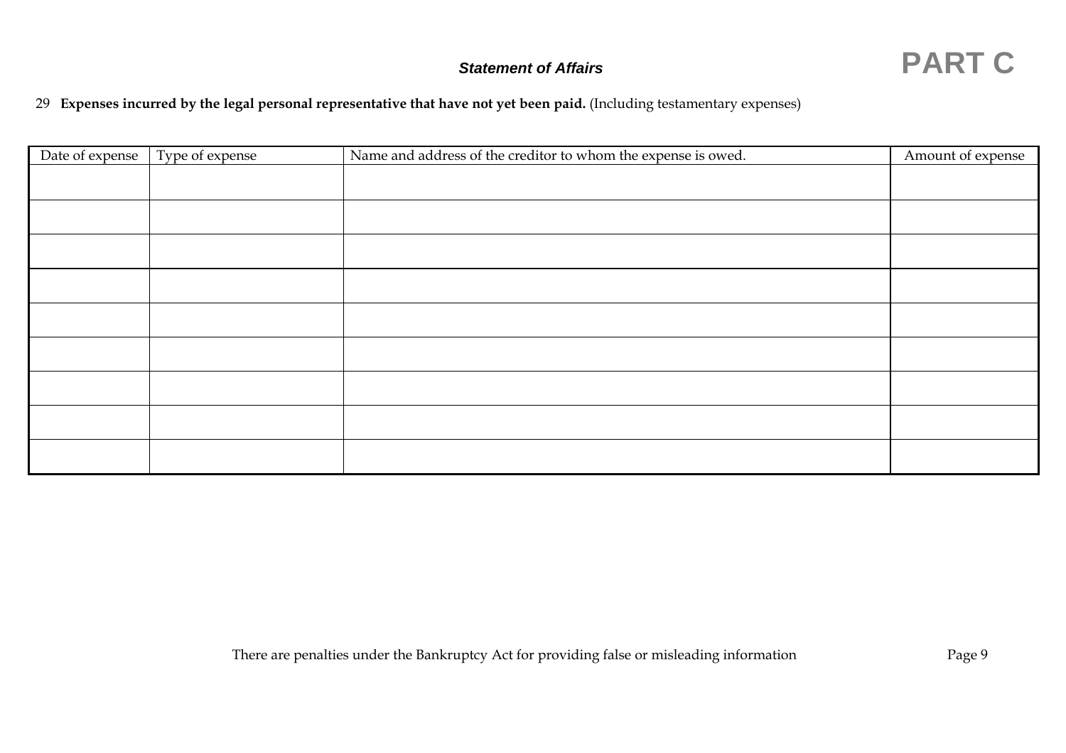*Statement of Affairs* **PART C**

29 **Expenses incurred by the legal personal representative that have not yet been paid.** (Including testamentary expenses)

| Date of expense | Type of expense | Name and address of the creditor to whom the expense is owed. | Amount of expense |
|---|---|---|---|
| | | | |
| | | | |
| | | | |
| | | | |
| | | | |
| | | | |
| | | | |
| | | | |
| | | | |

There are penalties under the Bankruptcy Act for providing false or misleading information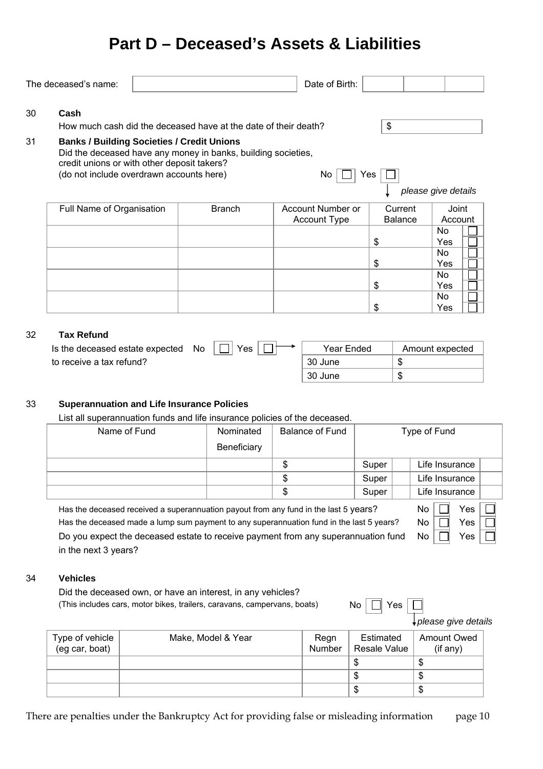# Part D – Deceased's Assets & Liabilities

The deceased's name: | | Date of Birth: | | |

**30 Cash**

How much cash did the deceased have at the date of their death? $

**31 Banks / Building Societies / Credit Unions**

Did the deceased have any money in banks, building societies, credit unions or with other deposit takers?
(do not include overdrawn accounts here)

No ☐ Yes ☐

*please give details*

| Full Name of Organisation | Branch | Account Number or Account Type | Current Balance | Joint Account |
|---|---|---|---|---|
| | | | $ | No ☐ Yes ☐ |
| | | | $ | No ☐ Yes ☐ |
| | | | $ | No ☐ Yes ☐ |
| | | | $ | No ☐ Yes ☐ |

**32 Tax Refund**

Is the deceased estate expected to receive a tax refund? No ☐ Yes ☐

| Year Ended | Amount expected |
|---|---|
| 30 June | $ |
| 30 June | $ |

**33 Superannuation and Life Insurance Policies**

List all superannuation funds and life insurance policies of the deceased.

| Name of Fund | Nominated Beneficiary | Balance of Fund | Type of Fund | | | |
|---|---|---|---|---|---|---|
| | | $ | Super | ☐ | Life Insurance | ☐ |
| | | $ | Super | ☐ | Life Insurance | ☐ |
| | | $ | Super | ☐ | Life Insurance | ☐ |

Has the deceased received a superannuation payout from any fund in the last 5 years? No ☐ Yes ☐

Has the deceased made a lump sum payment to any superannuation fund in the last 5 years? No ☐ Yes ☐

Do you expect the deceased estate to receive payment from any superannuation fund in the next 3 years? No ☐ Yes ☐

**34 Vehicles**

Did the deceased own, or have an interest, in any vehicles?
(This includes cars, motor bikes, trailers, caravans, campervans, boats)

No ☐ Yes ☐

*please give details*

| Type of vehicle (eg car, boat) | Make, Model & Year | Regn Number | Estimated Resale Value | Amount Owed (if any) |
|---|---|---|---|---|
| | | | $ | $ |
| | | | $ | $ |
| | | | $ | $ |

There are penalties under the Bankruptcy Act for providing false or misleading information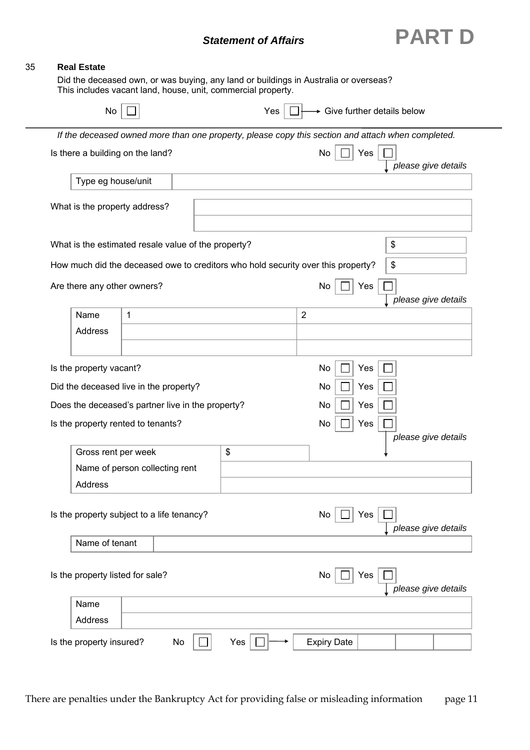## Statement of Affairs — PART D

### 35 Real Estate

Did the deceased own, or was buying, any land or buildings in Australia or overseas?
This includes vacant land, house, unit, commercial property.

No ☐ Yes ☐ → Give further details below

---

*If the deceased owned more than one property, please copy this section and attach when completed.*

Is there a building on the land? No ☐ Yes ☐ *please give details*

| Type eg house/unit | |
|---|---|

What is the property address?

| |
|---|
| |

What is the estimated resale value of the property? $

How much did the deceased owe to creditors who hold security over this property? $

Are there any other owners? No ☐ Yes ☐ *please give details*

| Name | 1 | 2 |
|---|---|---|
| Address | | |
| | | |

Is the property vacant? No ☐ Yes ☐

Did the deceased live in the property? No ☐ Yes ☐

Does the deceased's partner live in the property? No ☐ Yes ☐

Is the property rented to tenants? No ☐ Yes ☐ *please give details*

| Gross rent per week | $ |
|---|---|
| Name of person collecting rent | |
| Address | |

Is the property subject to a life tenancy? No ☐ Yes ☐ *please give details*

| Name of tenant | |
|---|---|

Is the property listed for sale? No ☐ Yes ☐ *please give details*

| Name | |
|---|---|
| Address | |

Is the property insured? No ☐ Yes ☐ → Expiry Date | | |

There are penalties under the Bankruptcy Act for providing false or misleading information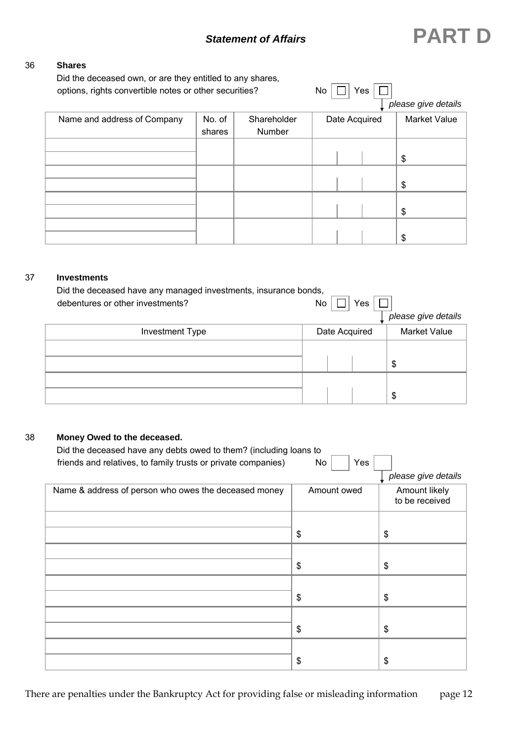## Statement of Affairs — PART D

**36 Shares**

Did the deceased own, or are they entitled to any shares, options, rights convertible notes or other securities? No ☐ Yes ☐

*please give details*

| Name and address of Company | No. of shares | Shareholder Number | Date Acquired | Market Value |
|---|---|---|---|---|
| | | | | $ |
| | | | | $ |
| | | | | $ |
| | | | | $ |

**37 Investments**

Did the deceased have any managed investments, insurance bonds, debentures or other investments? No ☐ Yes ☐

*please give details*

| Investment Type | Date Acquired | Market Value |
|---|---|---|
| | | $ |
| | | $ |

**38 Money Owed to the deceased.**

Did the deceased have any debts owed to them? (including loans to friends and relatives, to family trusts or private companies) No ☐ Yes ☐

*please give details*

| Name & address of person who owes the deceased money | Amount owed | Amount likely to be received |
|---|---|---|
| | $ | $ |
| | $ | $ |
| | $ | $ |
| | $ | $ |
| | $ | $ |

There are penalties under the Bankruptcy Act for providing false or misleading information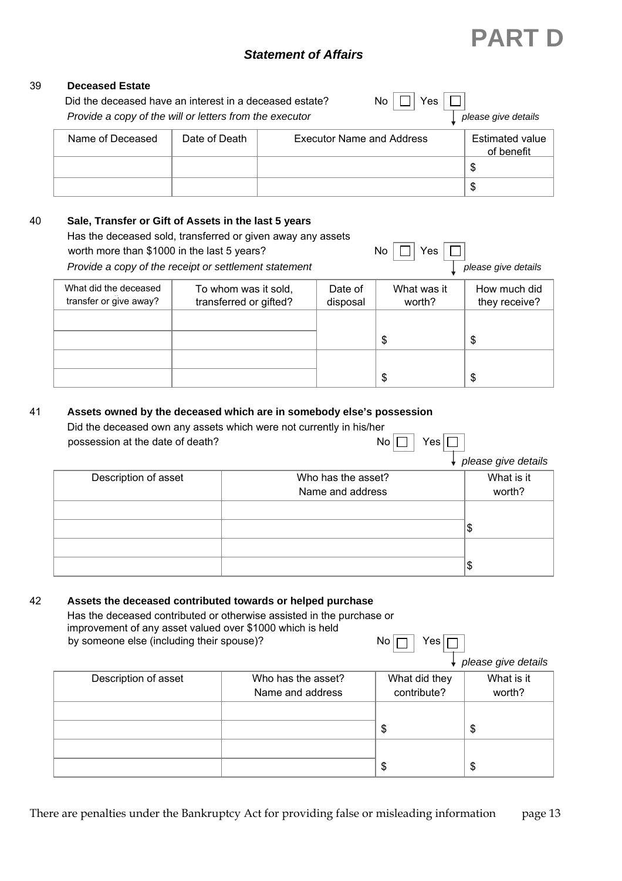# PART D

## *Statement of Affairs*

### 39 Deceased Estate

Did the deceased have an interest in a deceased estate? No ☐ Yes ☐

*Provide a copy of the will or letters from the executor* *please give details*

| Name of Deceased | Date of Death | Executor Name and Address | Estimated value of benefit |
|---|---|---|---|
| | | | $ |
| | | | $ |

### 40 Sale, Transfer or Gift of Assets in the last 5 years

Has the deceased sold, transferred or given away any assets worth more than $1000 in the last 5 years? No ☐ Yes ☐

*Provide a copy of the receipt or settlement statement* *please give details*

| What did the deceased transfer or give away? | To whom was it sold, transferred or gifted? | Date of disposal | What was it worth? | How much did they receive? |
|---|---|---|---|---|
| | | | | |
| | | | $ | $ |
| | | | | |
| | | | $ | $ |

### 41 Assets owned by the deceased which are in somebody else's possession

Did the deceased own any assets which were not currently in his/her possession at the date of death? No ☐ Yes ☐

*please give details*

| Description of asset | Who has the asset? Name and address | What is it worth? |
|---|---|---|
| | | |
| | | $ |
| | | |
| | | $ |

### 42 Assets the deceased contributed towards or helped purchase

Has the deceased contributed or otherwise assisted in the purchase or improvement of any asset valued over $1000 which is held by someone else (including their spouse)? No ☐ Yes ☐

*please give details*

| Description of asset | Who has the asset? Name and address | What did they contribute? | What is it worth? |
|---|---|---|---|
| | | | |
| | | $ | $ |
| | | | |
| | | $ | $ |

There are penalties under the Bankruptcy Act for providing false or misleading information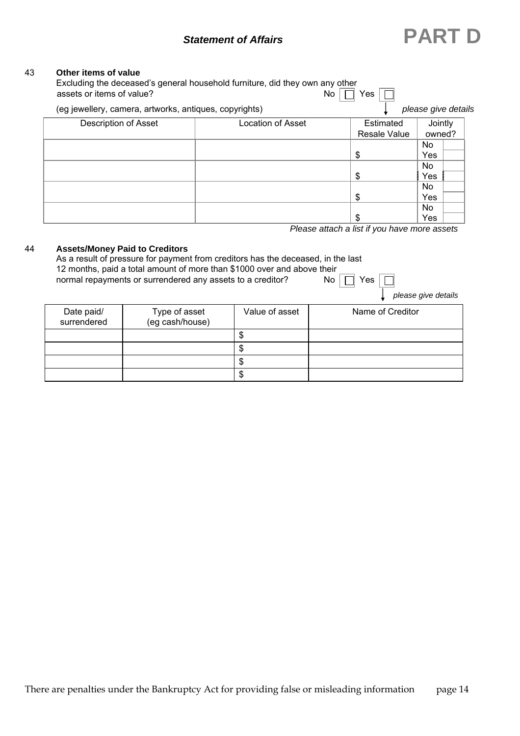## Statement of Affairs — PART D

### 43 Other items of value

Excluding the deceased's general household furniture, did they own any other assets or items of value? No ☐ Yes ☐

(eg jewellery, camera, artworks, antiques, copyrights) *please give details*

| Description of Asset | Location of Asset | Estimated Resale Value | Jointly owned? |
|---|---|---|---|
| | | $ | No ☐ Yes ☐ |
| | | $ | No ☐ Yes ☐ |
| | | $ | No ☐ Yes ☐ |
| | | $ | No ☐ Yes ☐ |

*Please attach a list if you have more assets*

### 44 Assets/Money Paid to Creditors

As a result of pressure for payment from creditors has the deceased, in the last 12 months, paid a total amount of more than $1000 over and above their normal repayments or surrendered any assets to a creditor? No ☐ Yes ☐

*please give details*

| Date paid/ surrendered | Type of asset (eg cash/house) | Value of asset | Name of Creditor |
|---|---|---|---|
| | | $ | |
| | | $ | |
| | | $ | |
| | | $ | |

There are penalties under the Bankruptcy Act for providing false or misleading information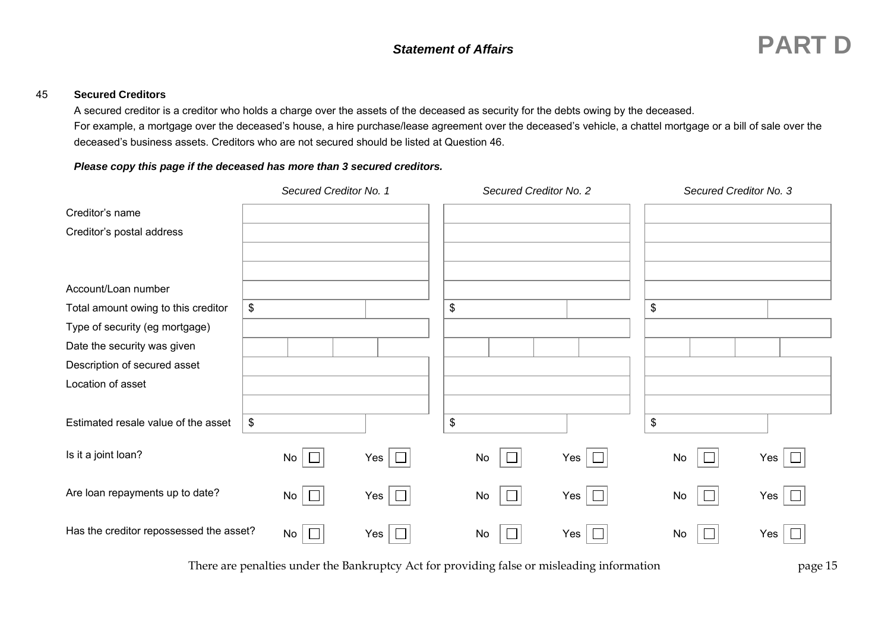## Statement of Affairs

# PART D

**45 Secured Creditors**

A secured creditor is a creditor who holds a charge over the assets of the deceased as security for the debts owing by the deceased.

For example, a mortgage over the deceased's house, a hire purchase/lease agreement over the deceased's vehicle, a chattel mortgage or a bill of sale over the deceased's business assets. Creditors who are not secured should be listed at Question 46.

***Please copy this page if the deceased has more than 3 secured creditors.***

| | *Secured Creditor No. 1* | *Secured Creditor No. 2* | *Secured Creditor No. 3* |
|---|---|---|---|
| Creditor's name | | | |
| Creditor's postal address | | | |
| | | | |
| | | | |
| Account/Loan number | | | |
| Total amount owing to this creditor | $ | $ | $ |
| Type of security (eg mortgage) | | | |
| Date the security was given | | | |
| Description of secured asset | | | |
| Location of asset | | | |
| | | | |
| Estimated resale value of the asset | $ | $ | $ |
| Is it a joint loan? | No ☐ Yes ☐ | No ☐ Yes ☐ | No ☐ Yes ☐ |
| Are loan repayments up to date? | No ☐ Yes ☐ | No ☐ Yes ☐ | No ☐ Yes ☐ |
| Has the creditor repossessed the asset? | No ☐ Yes ☐ | No ☐ Yes ☐ | No ☐ Yes ☐ |

There are penalties under the Bankruptcy Act for providing false or misleading information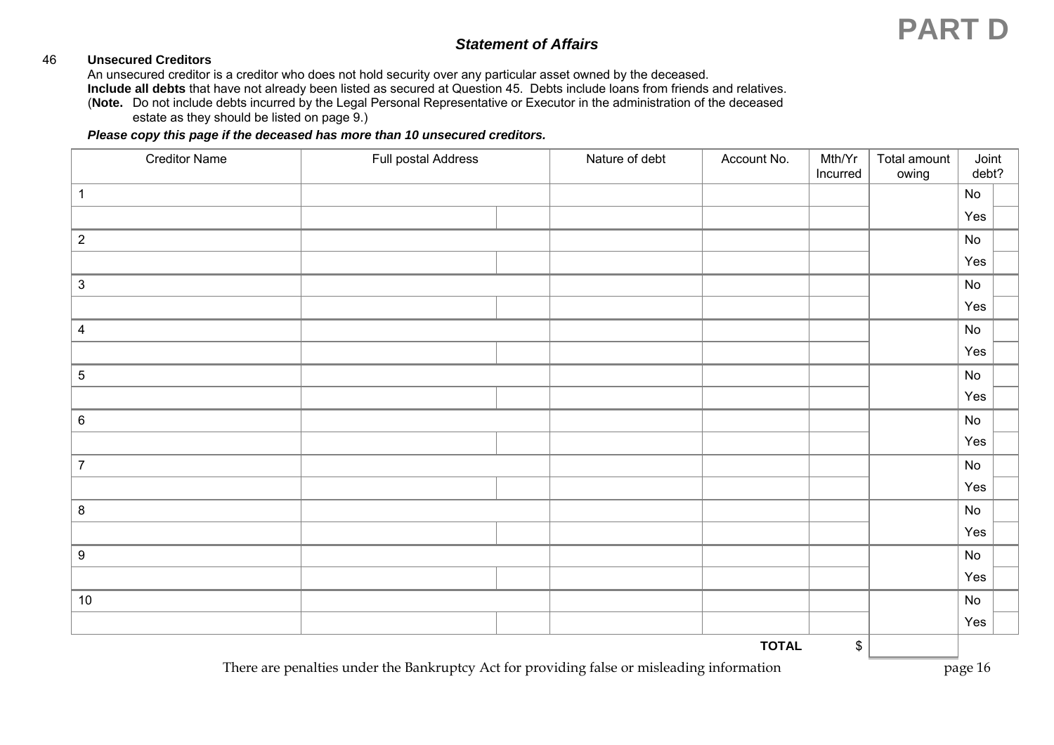# PART D

## *Statement of Affairs*

46 **Unsecured Creditors**

An unsecured creditor is a creditor who does not hold security over any particular asset owned by the deceased.

**Include all debts** that have not already been listed as secured at Question 45. Debts include loans from friends and relatives.

(**Note.** Do not include debts incurred by the Legal Personal Representative or Executor in the administration of the deceased estate as they should be listed on page 9.)

***Please copy this page if the deceased has more than 10 unsecured creditors.***

| Creditor Name | Full postal Address | | Nature of debt | Account No. | Mth/Yr Incurred | Total amount owing | Joint debt? | |
|---|---|---|---|---|---|---|---|---|
| 1 | | | | | | | No | |
| | | | | | | | Yes | |
| 2 | | | | | | | No | |
| | | | | | | | Yes | |
| 3 | | | | | | | No | |
| | | | | | | | Yes | |
| 4 | | | | | | | No | |
| | | | | | | | Yes | |
| 5 | | | | | | | No | |
| | | | | | | | Yes | |
| 6 | | | | | | | No | |
| | | | | | | | Yes | |
| 7 | | | | | | | No | |
| | | | | | | | Yes | |
| 8 | | | | | | | No | |
| | | | | | | | Yes | |
| 9 | | | | | | | No | |
| | | | | | | | Yes | |
| 10 | | | | | | | No | |
| | | | | | | | Yes | |
| | | | | **TOTAL** | $ | | | |

There are penalties under the Bankruptcy Act for providing false or misleading information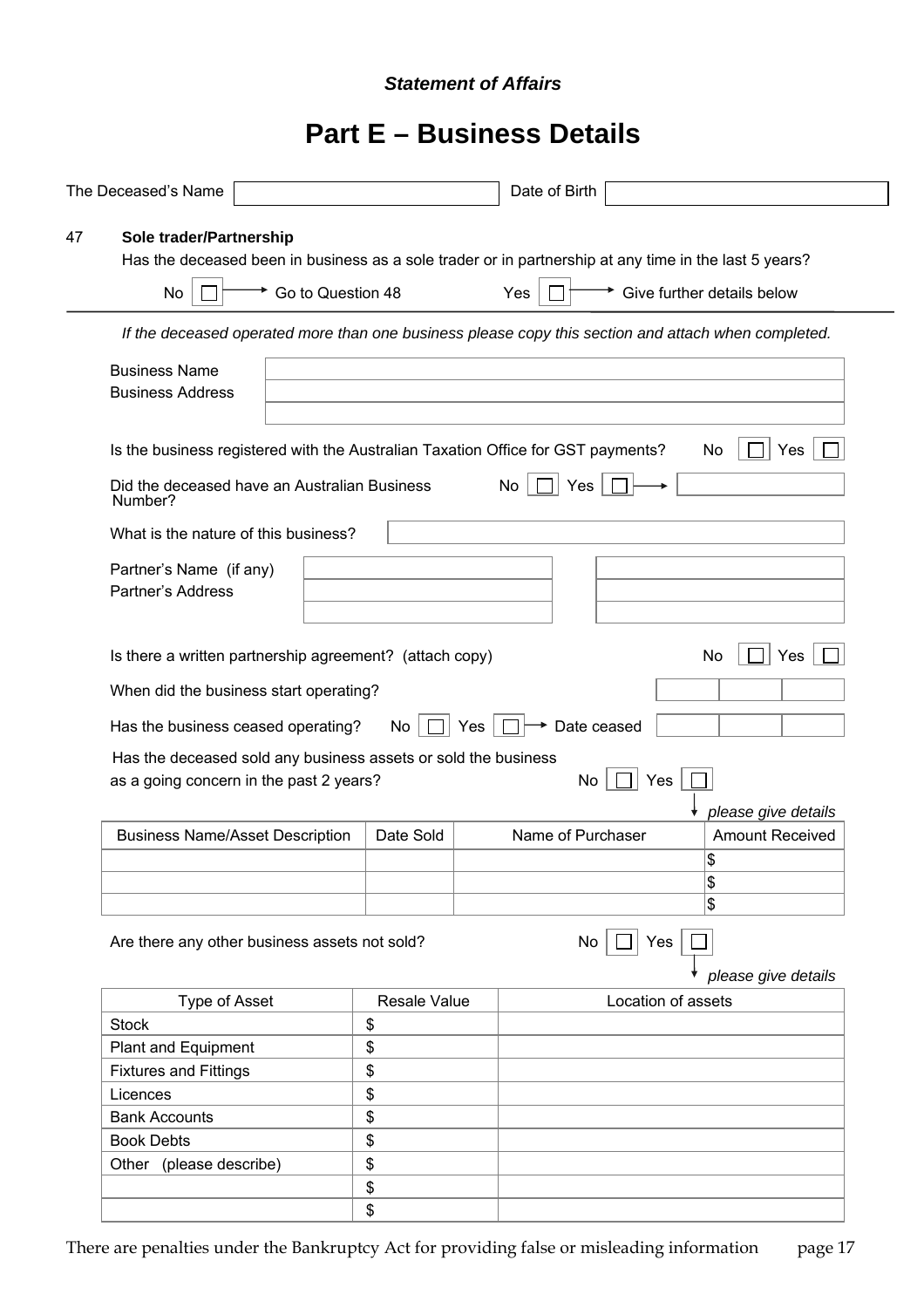*Statement of Affairs*

# Part E – Business Details

The Deceased's Name ______________________ Date of Birth ______________________

**47 Sole trader/Partnership**

Has the deceased been in business as a sole trader or in partnership at any time in the last 5 years?

No ☐ → Go to Question 48     Yes ☐ → Give further details below

---

*If the deceased operated more than one business please copy this section and attach when completed.*

Business Name ______________________

Business Address ______________________

Is the business registered with the Australian Taxation Office for GST payments? No ☐ Yes ☐

Did the deceased have an Australian Business Number? No ☐ Yes ☐ → ______________________

What is the nature of this business? ______________________

Partner's Name (if any) ______________________ ______________________

Partner's Address ______________________ ______________________

Is there a written partnership agreement? (attach copy) No ☐ Yes ☐

When did the business start operating? ____ / ____ / ____

Has the business ceased operating? No ☐ Yes ☐ → Date ceased ____ / ____ / ____

Has the deceased sold any business assets or sold the business as a going concern in the past 2 years? No ☐ Yes ☐

↓ *please give details*

| Business Name/Asset Description | Date Sold | Name of Purchaser | Amount Received |
|---|---|---|---|
| | | | $ |
| | | | $ |
| | | | $ |

Are there any other business assets not sold? No ☐ Yes ☐

↓ *please give details*

| Type of Asset | Resale Value | Location of assets |
|---|---|---|
| Stock | $ | |
| Plant and Equipment | $ | |
| Fixtures and Fittings | $ | |
| Licences | $ | |
| Bank Accounts | $ | |
| Book Debts | $ | |
| Other (please describe) | $ | |
| | $ | |
| | $ | |

There are penalties under the Bankruptcy Act for providing false or misleading information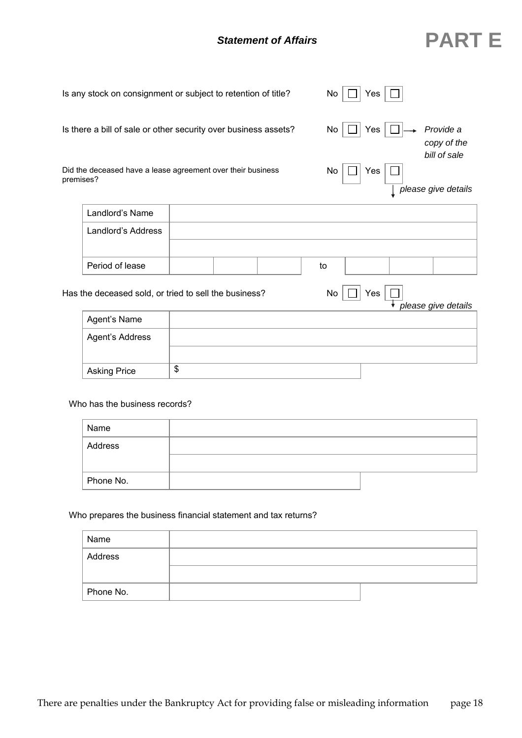## *Statement of Affairs* — PART E

Is any stock on consignment or subject to retention of title? No ☐ Yes ☐

Is there a bill of sale or other security over business assets? No ☐ Yes ☐ → *Provide a copy of the bill of sale*

Did the deceased have a lease agreement over their business premises? No ☐ Yes ☐ ↓ *please give details*

| Landlord's Name | | | | | | | |
|---|---|---|---|---|---|---|---|
| Landlord's Address | | | | | | | |
| | | | | | | | |
| Period of lease | | | | to | | | |

Has the deceased sold, or tried to sell the business? No ☐ Yes ☐ ↓ *please give details*

| Agent's Name | |
|---|---|
| Agent's Address | |
| | |
| Asking Price | $ |

Who has the business records?

| Name | |
|---|---|
| Address | |
| | |
| Phone No. | |

Who prepares the business financial statement and tax returns?

| Name | |
|---|---|
| Address | |
| | |
| Phone No. | |

There are penalties under the Bankruptcy Act for providing false or misleading information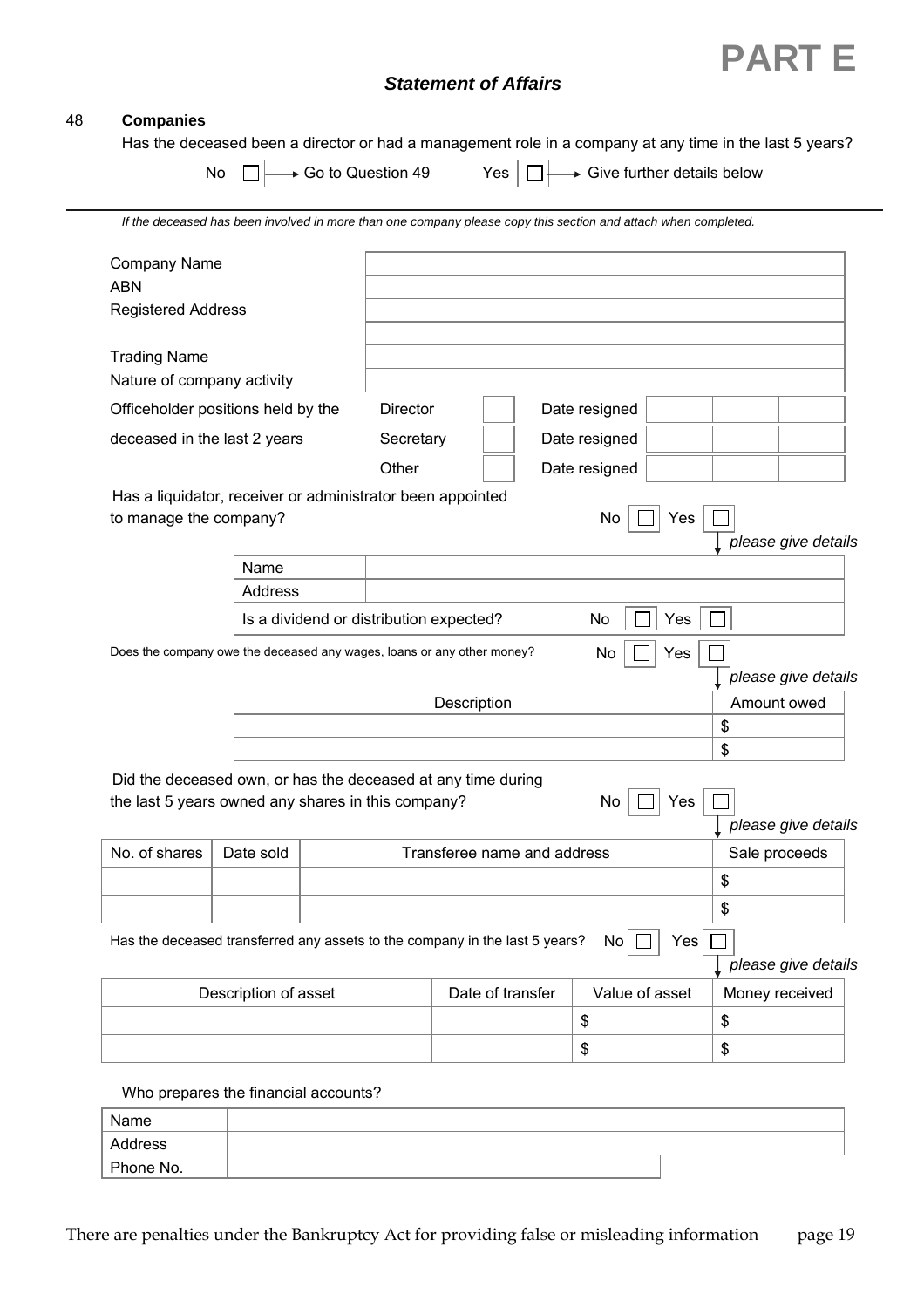# PART E

## *Statement of Affairs*

### 48 Companies

Has the deceased been a director or had a management role in a company at any time in the last 5 years?

No ☐ → Go to Question 49  Yes ☐ → Give further details below

*If the deceased has been involved in more than one company please copy this section and attach when completed.*

| | |
|---|---|
| Company Name | |
| ABN | |
| Registered Address | |
| | |
| Trading Name | |
| Nature of company activity | |

| Officeholder positions held by the deceased in the last 2 years | | | | | |
|---|---|---|---|---|---|
| Director | ☐ | Date resigned | | | |
| Secretary | ☐ | Date resigned | | | |
| Other | ☐ | Date resigned | | | |

Has a liquidator, receiver or administrator been appointed to manage the company? No ☐ Yes ☐ *please give details*

| | |
|---|---|
| Name | |
| Address | |
| Is a dividend or distribution expected? | No ☐ Yes ☐ |

Does the company owe the deceased any wages, loans or any other money? No ☐ Yes ☐ *please give details*

| Description | Amount owed |
|---|---|
| | $ |
| | $ |

Did the deceased own, or has the deceased at any time during the last 5 years owned any shares in this company? No ☐ Yes ☐ *please give details*

| No. of shares | Date sold | Transferee name and address | Sale proceeds |
|---|---|---|---|
| | | | $ |
| | | | $ |

Has the deceased transferred any assets to the company in the last 5 years? No ☐ Yes ☐ *please give details*

| Description of asset | Date of transfer | Value of asset | Money received |
|---|---|---|---|
| | | $ | $ |
| | | $ | $ |

Who prepares the financial accounts?

| | |
|---|---|
| Name | |
| Address | |
| Phone No. | |

There are penalties under the Bankruptcy Act for providing false or misleading information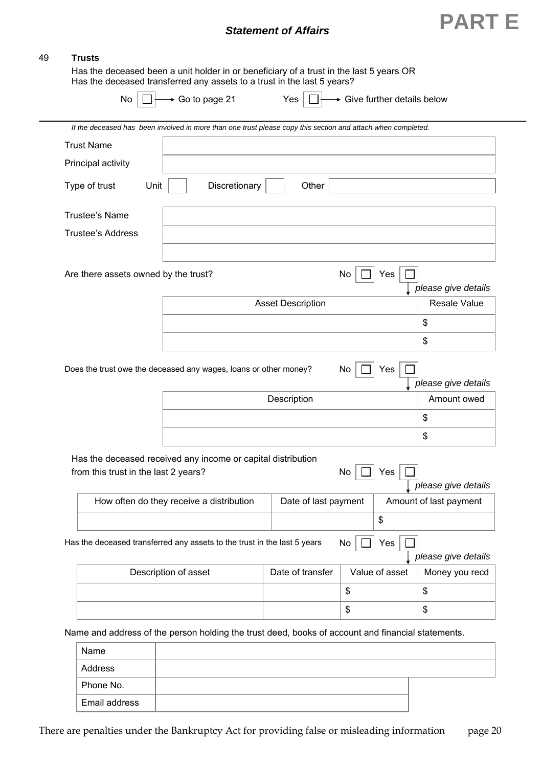**Statement of Affairs** **PART E**

49 **Trusts**

Has the deceased been a unit holder in or beneficiary of a trust in the last 5 years OR
Has the deceased transferred any assets to a trust in the last 5 years?

No ☐ → Go to page 21   Yes ☐ → Give further details below

*If the deceased has been involved in more than one trust please copy this section and attach when completed.*

| | |
|---|---|
| Trust Name | |
| Principal activity | |

Type of trust   Unit ☐   Discretionary ☐   Other ________

| | |
|---|---|
| Trustee's Name | |
| Trustee's Address | |
| | |

Are there assets owned by the trust?   No ☐ Yes ☐ *please give details*

| Asset Description | Resale Value |
|---|---|
| | $ |
| | $ |

Does the trust owe the deceased any wages, loans or other money?   No ☐ Yes ☐ *please give details*

| Description | Amount owed |
|---|---|
| | $ |
| | $ |

Has the deceased received any income or capital distribution from this trust in the last 2 years?   No ☐ Yes ☐ *please give details*

| How often do they receive a distribution | Date of last payment | Amount of last payment |
|---|---|---|
| | | $ |

Has the deceased transferred any assets to the trust in the last 5 years   No ☐ Yes ☐ *please give details*

| Description of asset | Date of transfer | Value of asset | Money you recd |
|---|---|---|---|
| | | $ | $ |
| | | $ | $ |

Name and address of the person holding the trust deed, books of account and financial statements.

| | |
|---|---|
| Name | |
| Address | |
| Phone No. | |
| Email address | |

There are penalties under the Bankruptcy Act for providing false or misleading information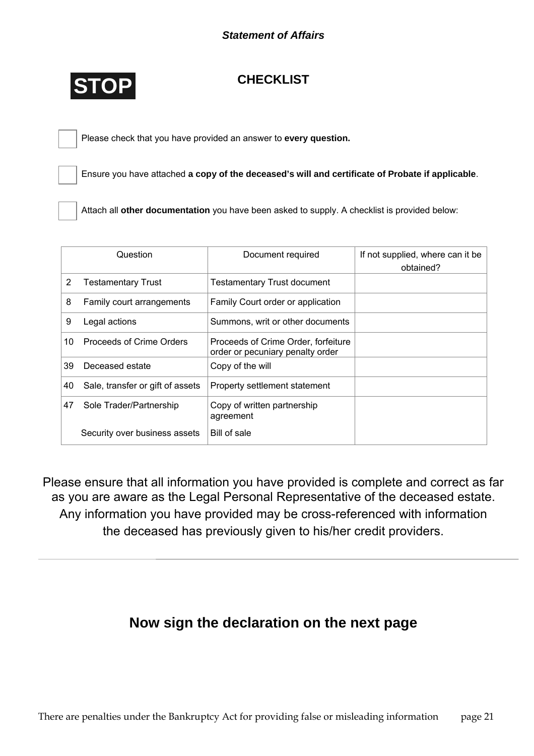*Statement of Affairs*

**STOP**

## CHECKLIST

- [ ] Please check that you have provided an answer to **every question.**
- [ ] Ensure you have attached **a copy of the deceased's will and certificate of Probate if applicable**.
- [ ] Attach all **other documentation** you have been asked to supply. A checklist is provided below:

| Question | | Document required | If not supplied, where can it be obtained? |
|---|---|---|---|
| 2 | Testamentary Trust | Testamentary Trust document | |
| 8 | Family court arrangements | Family Court order or application | |
| 9 | Legal actions | Summons, writ or other documents | |
| 10 | Proceeds of Crime Orders | Proceeds of Crime Order, forfeiture order or pecuniary penalty order | |
| 39 | Deceased estate | Copy of the will | |
| 40 | Sale, transfer or gift of assets | Property settlement statement | |
| 47 | Sole Trader/Partnership | Copy of written partnership agreement | |
| | Security over business assets | Bill of sale | |

Please ensure that all information you have provided is complete and correct as far as you are aware as the Legal Personal Representative of the deceased estate. Any information you have provided may be cross-referenced with information the deceased has previously given to his/her credit providers.

---

## Now sign the declaration on the next page

There are penalties under the Bankruptcy Act for providing false or misleading information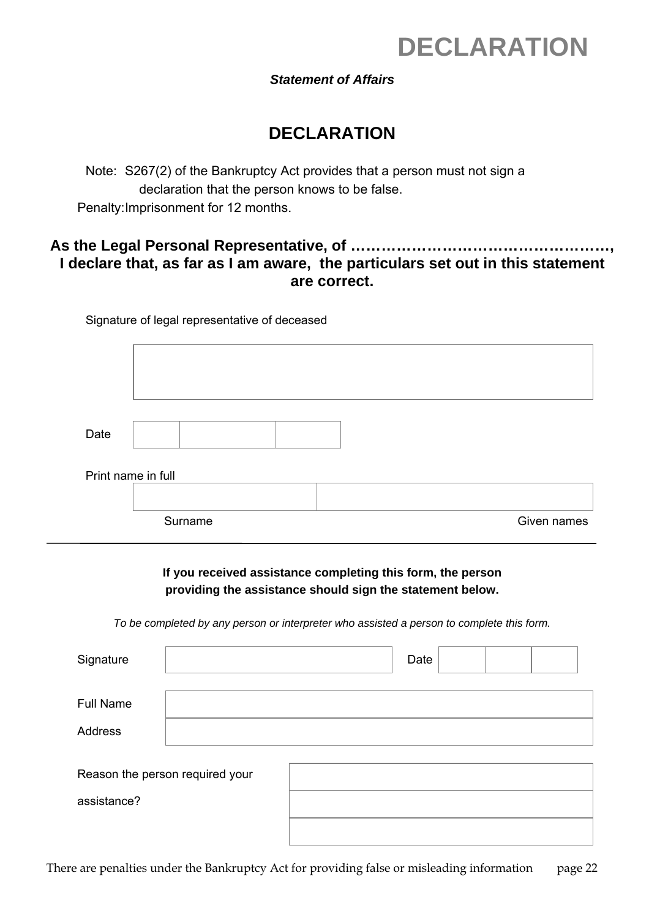# DECLARATION

***Statement of Affairs***

## DECLARATION

Note: S267(2) of the Bankruptcy Act provides that a person must not sign a declaration that the person knows to be false.

Penalty: Imprisonment for 12 months.

**As the Legal Personal Representative, of ……………………………………………, I declare that, as far as I am aware, the particulars set out in this statement are correct.**

Signature of legal representative of deceased

| |
|---|
| |

| Date | | | |
|---|---|---|---|

Print name in full

| | |
|---|---|
| | |
| Surname | Given names |

---

**If you received assistance completing this form, the person providing the assistance should sign the statement below.**

*To be completed by any person or interpreter who assisted a person to complete this form.*

| Signature | | Date | | | |
|---|---|---|---|---|---|

| Full Name | |
|---|---|
| Address | |

| Reason the person required your assistance? | |
|---|---|
| | |
| | |

There are penalties under the Bankruptcy Act for providing false or misleading information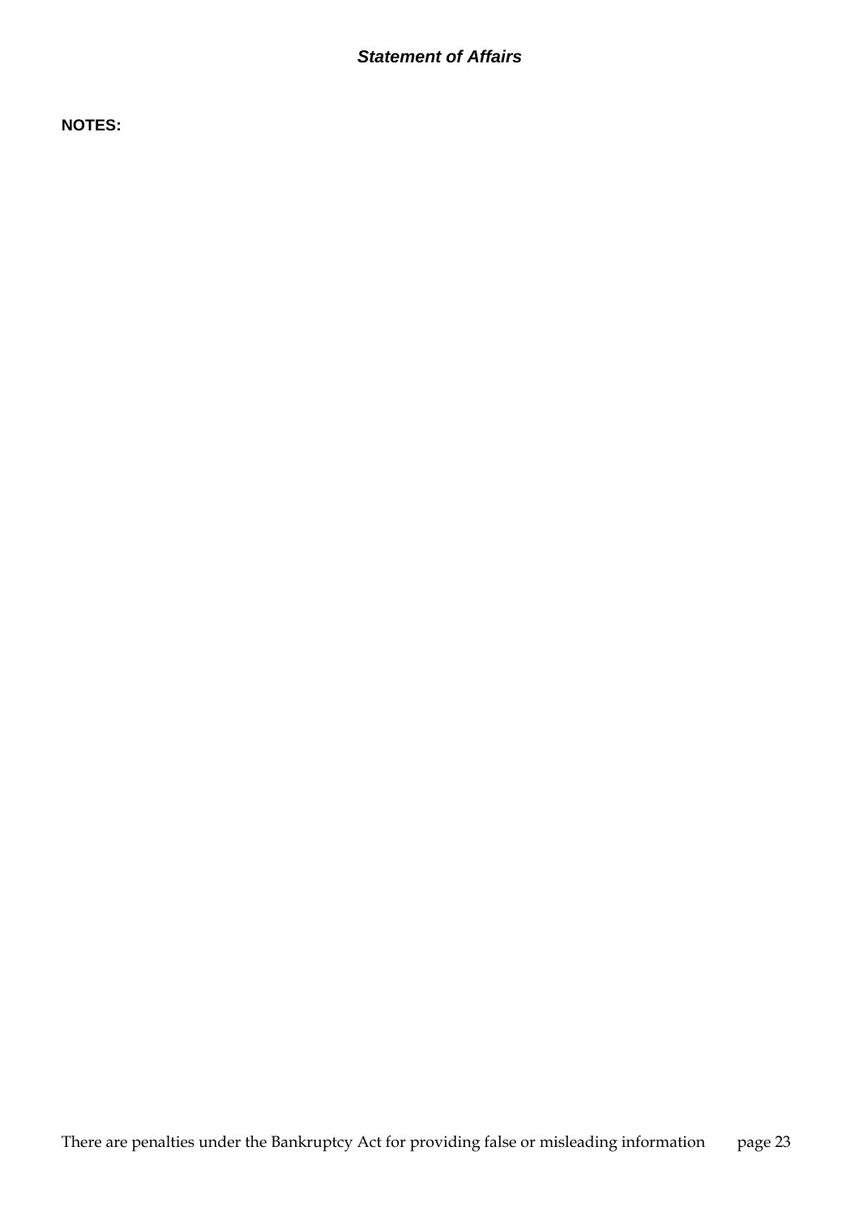**NOTES:**